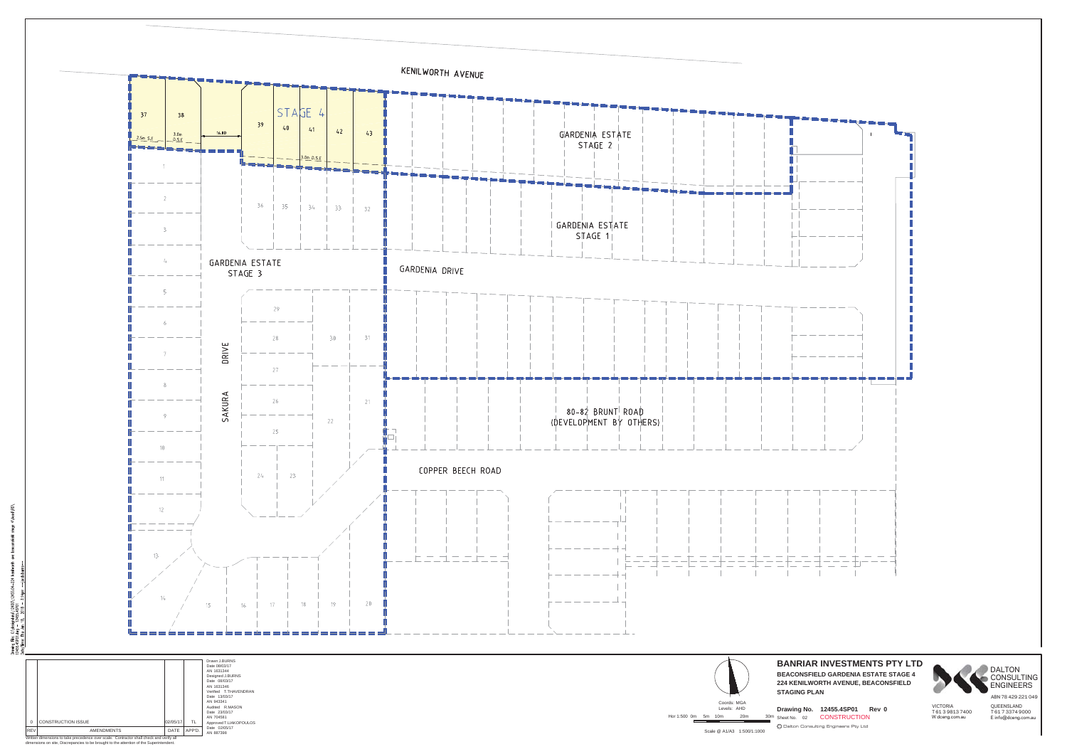KENILWORTH AVENUE

STAGE 4

37 38 39 40 41 42 43

2.5m S.E  3.0m D.S.E  16.80  3.0m D.S.E

GARDENIA ESTATE STAGE 2

GARDENIA ESTATE STAGE 1

GARDENIA ESTATE STAGE 3

GARDENIA DRIVE

SAKURA DRIVE

80-82 BRUNT ROAD (DEVELOPMENT BY OTHERS)

COPPER BEECH ROAD

1 2 3 4 5 6 7 8 9 10 11 12 13 14 15 16 17 18 19 20 21 22 23 24 25 26 27 28 29 30 31 32 33 34 35 36

| REV | AMENDMENTS | DATE | APP'D |
|---|---|---|---|
| 0 | CONSTRUCTION ISSUE | 02/05/17 | TL |

Written dimensions to take precedence over scale. Contractor shall check and verify all dimensions on site. Discrepancies to be brought to the attention of the Superintendent.

Drawn J.BURNS
Date 08/03/17
AN 1631344
Designed J.BURNS
Date 08/03/17
AN 1631346
Verified T.THAVENDRAN
Date 13/03/17
AN 943341
Audited R.MASON
Date 23/03/17
AN 704561
Approved T.LIAKOPOULOS
Date 02/05/17
AN 887396

Coords: MGA
Levels: AHD

Hor 1:500 0m 5m 10m 20m 30m

Scale @ A1/A3 1:500/1:1000

**BANRIAR INVESTMENTS PTY LTD**

**BEACONSFIELD GARDENIA ESTATE STAGE 4**
**224 KENILWORTH AVENUE, BEACONSFIELD**
**STAGING PLAN**

**Drawing No. 12455.4SP01 Rev 0**
Sheet No. 02 CONSTRUCTION

© Dalton Consulting Engineers Pty Ltd

DALTON CONSULTING ENGINEERS
ABN 78 429 221 049

VICTORIA
T 61 3 9813 7400
W dceng.com.au

QUEENSLAND
T 61 7 3374 9000
E info@dceng.com.au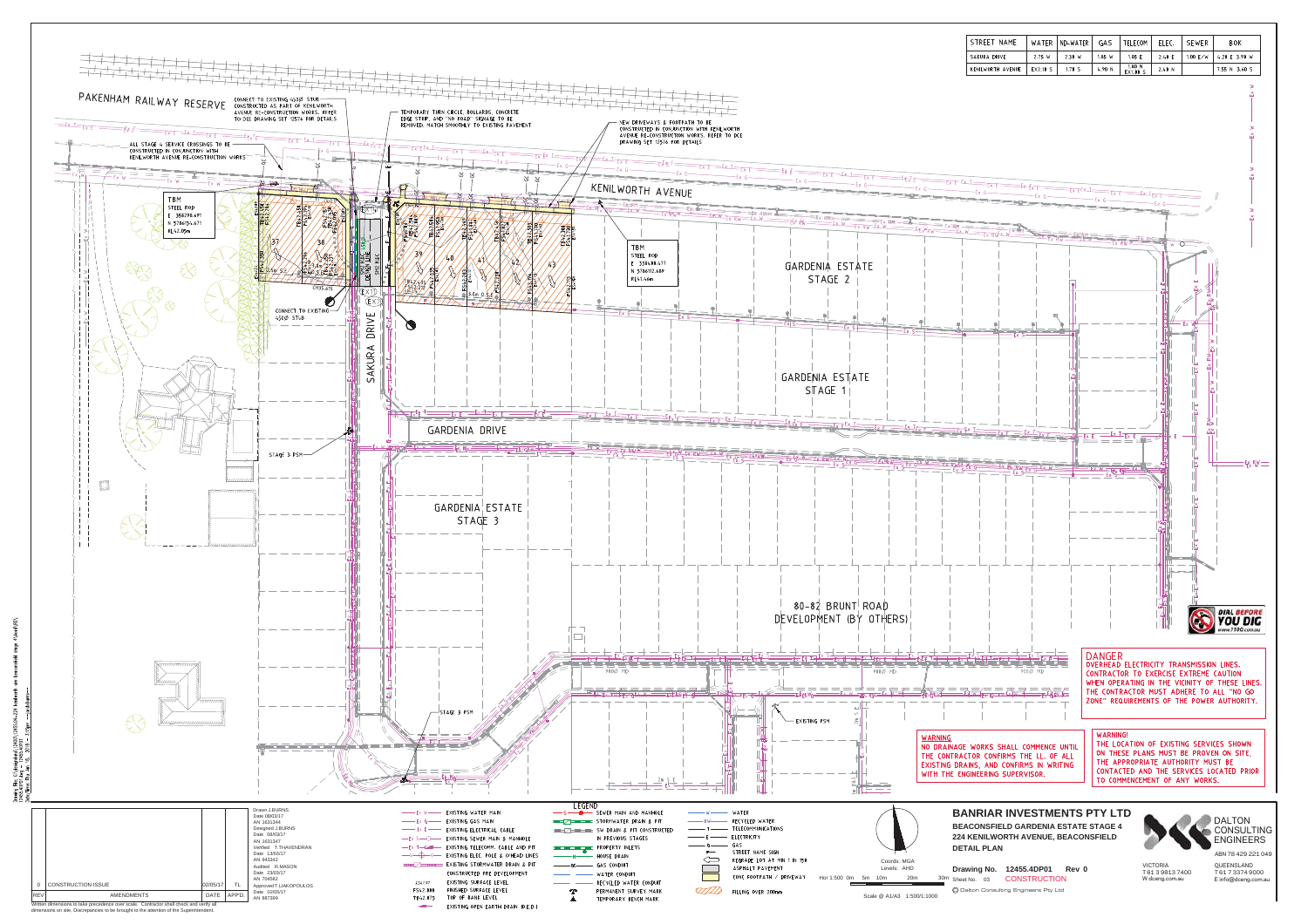| STREET NAME | WATER | ND-WATER | GAS | TELECOM | ELEC. | SEWER | BOK |
|---|---|---|---|---|---|---|---|
| SAKURA DRIVE | 2.75 W | 2.30 W | 1.85 W | 1.85 E | 2.40 E | 1.00 E/W | 4.20 E 3.90 W |
| KENILWORTH AVENUE | EX2.10 S | 1.70 S | 4.90 N | 1.80 N EX1.80 S | 2.40 N | | 7.55 N 3.40 S |

PAKENHAM RAILWAY RESERVE

CONNECT TO EXISTING 450Ø STUB CONSTRUCTED AS PART OF KENILWORTH AVENUE RE-CONSTRUCTION WORKS. REFER TO DCE DRAWING SET 12576 FOR DETAILS

TEMPORARY TURN CIRCLE, BOLLARDS, CONCRETE EDGE STRIP, AND 'NO ROAD' SIGNAGE TO BE REMOVED. MATCH SMOOTHLY TO EXISTING PAVEMENT

NEW DRIVEWAYS & FOOTPATH TO BE CONSTRUCTED IN CONJUNCTION WITH KENILWORTH AVENUE RE-CONSTRUCTION WORKS. REFER TO DCE DRAWING SET 12576 FOR DETAILS

ALL STAGE 4 SERVICE CROSSINGS TO BE CONSTRUCTED IN CONJUNCTION WITH KENILWORTH AVENUE RE-CONSTRUCTION WORKS

KENILWORTH AVENUE

TBM
STEEL ROD
E 356298.691
N 5784134.671
RL42.05m

TBM
STEEL ROD
E 356488.477
N 5784112.689
RL41.46m

CONNECT TO EXISTING 450Ø STUB

SAKURA DRIVE

GARDENIA ESTATE STAGE 2

GARDENIA ESTATE STAGE 1

GARDENIA DRIVE

STAGE 3 PSM

GARDENIA ESTATE STAGE 3

80-82 BRUNT ROAD DEVELOPMENT (BY OTHERS)

STAGE 3 PSM

EXISTING PSM

DIAL BEFORE YOU DIG www.1100.com.au

DANGER
OVERHEAD ELECTRICITY TRANSMISSION LINES. CONTRACTOR TO EXERCISE EXTREME CAUTION WHEN OPERATING IN THE VICINITY OF THESE LINES. THE CONTRACTOR MUST ADHERE TO ALL "NO GO ZONE" REQUIREMENTS OF THE POWER AUTHORITY.

WARNING
NO DRAINAGE WORKS SHALL COMMENCE UNTIL THE CONTRACTOR CONFIRMS THE I.L. OF ALL EXISTING DRAINS, AND CONFIRMS IN WRITING WITH THE ENGINEERING SUPERVISOR.

WARNING!
THE LOCATION OF EXISTING SERVICES SHOWN ON THESE PLANS MUST BE PROVEN ON SITE, THE APPROPRIATE AUTHORITY MUST BE CONTACTED AND THE SERVICES LOCATED PRIOR TO COMMENCEMENT OF ANY WORKS.

| REV | AMENDMENTS | DATE | APP'D |
|---|---|---|---|
| 0 | CONSTRUCTION ISSUE | 02/05/17 | TL |

Drawn J.BURNS Date 08/03/17 AN 1631344
Designed J.BURNS Date 08/03/17 AN 1631347
Verified T.THAVENDRAN Date 13/03/17 AN 843342
Audited R.MASON Date 23/03/17 AN 704582
Approved T.LIAKOPOULOS Date 02/05/17 AN 887399

Written dimensions to take precedence over scale. Contractor shall check and verify all dimensions on site. Discrepancies to be brought to the attention of the Superintendent.

LEGEND
- EXISTING WATER MAIN
- EXISTING GAS MAIN
- EXISTING ELECTRICAL CABLE
- EXISTING SEWER MAIN & MANHOLE
- EXISTING TELECOMM. CABLE AND PIT
- EXISTING ELEC. POLE & O'HEAD LINES
- EXISTING STORMWATER DRAIN & PIT
- CONSTRUCTED FOR DEVELOPMENT
- EXISTING SURFACE LEVEL
- FINISHED SURFACE LEVEL
- TOP OF BANK LEVEL
- EXISTING OPEN EARTH DRAIN (O.E.D.)
- SEWER MAIN AND MANHOLE
- STORMWATER DRAIN & PIT
- SW DRAIN & PIT CONSTRUCTED IN PREVIOUS STAGES
- PROPERTY INLETS
- HOUSE DRAIN
- GAS CONDUIT
- WATER CONDUIT
- RECYCLED WATER CONDUIT
- PERMANENT SURVEY MARK
- TEMPORARY BENCH MARK
- WATER
- RECYCLED WATER
- TELECOMMUNICATIONS
- ELECTRICITY
- GAS
- STREET NAME SIGN
- REGRADE LOT AT MIN 1 IN 150
- ASPHALT PAVEMENT
- CONC FOOTPATH / DRIVEWAY
- FILLING OVER 200mm

Coords: MGA
Levels: AHD
Hor 1:500 0m 5m 10m 20m 30m
Scale @ A1/A3 1:500/1:000

# BANRIAR INVESTMENTS PTY LTD
BEACONSFIELD GARDENIA ESTATE STAGE 4
224 KENILWORTH AVENUE, BEACONSFIELD
DETAIL PLAN

Drawing No. 12455.4DP01 Rev 0
Sheet No. 03 CONSTRUCTION
© Dalton Consulting Engineers Pty Ltd

DALTON CONSULTING ENGINEERS
ABN 78 429 221 049
VICTORIA T 61 3 9813 7400 W dceng.com.au
QUEENSLAND T 61 7 3374 9000 E info@dceng.com.au